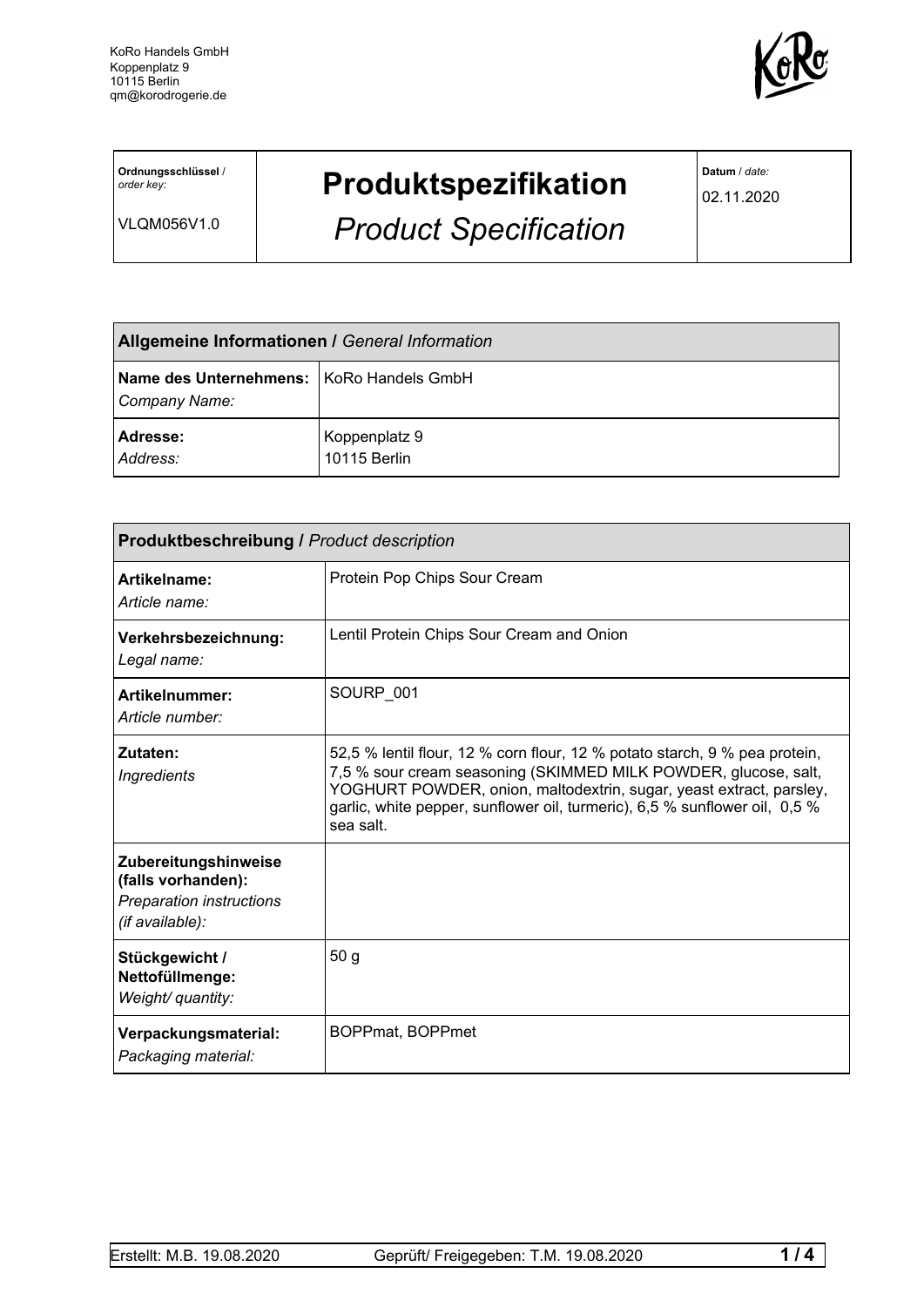KoRo Handels GmbH
Koppenplatz 9
10115 Berlin
qm@korodrogerie.de

| **Ordnungsschlüssel** / *order key:* VLQM056V1.0 | **Produktspezifikation** *Product Specification* | **Datum** / *date:* 02.11.2020 |
|---|---|---|

| **Allgemeine Informationen /** *General Information* | |
|---|---|
| **Name des Unternehmens:** *Company Name:* | KoRo Handels GmbH |
| **Adresse:** *Address:* | Koppenplatz 9 10115 Berlin |

| **Produktbeschreibung /** *Product description* | |
|---|---|
| **Artikelname:** *Article name:* | Protein Pop Chips Sour Cream |
| **Verkehrsbezeichnung:** *Legal name:* | Lentil Protein Chips Sour Cream and Onion |
| **Artikelnummer:** *Article number:* | SOURP_001 |
| **Zutaten:** *Ingredients* | 52,5 % lentil flour, 12 % corn flour, 12 % potato starch, 9 % pea protein, 7,5 % sour cream seasoning (SKIMMED MILK POWDER, glucose, salt, YOGHURT POWDER, onion, maltodextrin, sugar, yeast extract, parsley, garlic, white pepper, sunflower oil, turmeric), 6,5 % sunflower oil, 0,5 % sea salt. |
| **Zubereitungshinweise (falls vorhanden):** *Preparation instructions (if available):* | |
| **Stückgewicht / Nettofüllmenge:** *Weight/ quantity:* | 50 g |
| **Verpackungsmaterial:** *Packaging material:* | BOPPmat, BOPPmet |

Erstellt: M.B. 19.08.2020 | Geprüft/ Freigegeben: T.M. 19.08.2020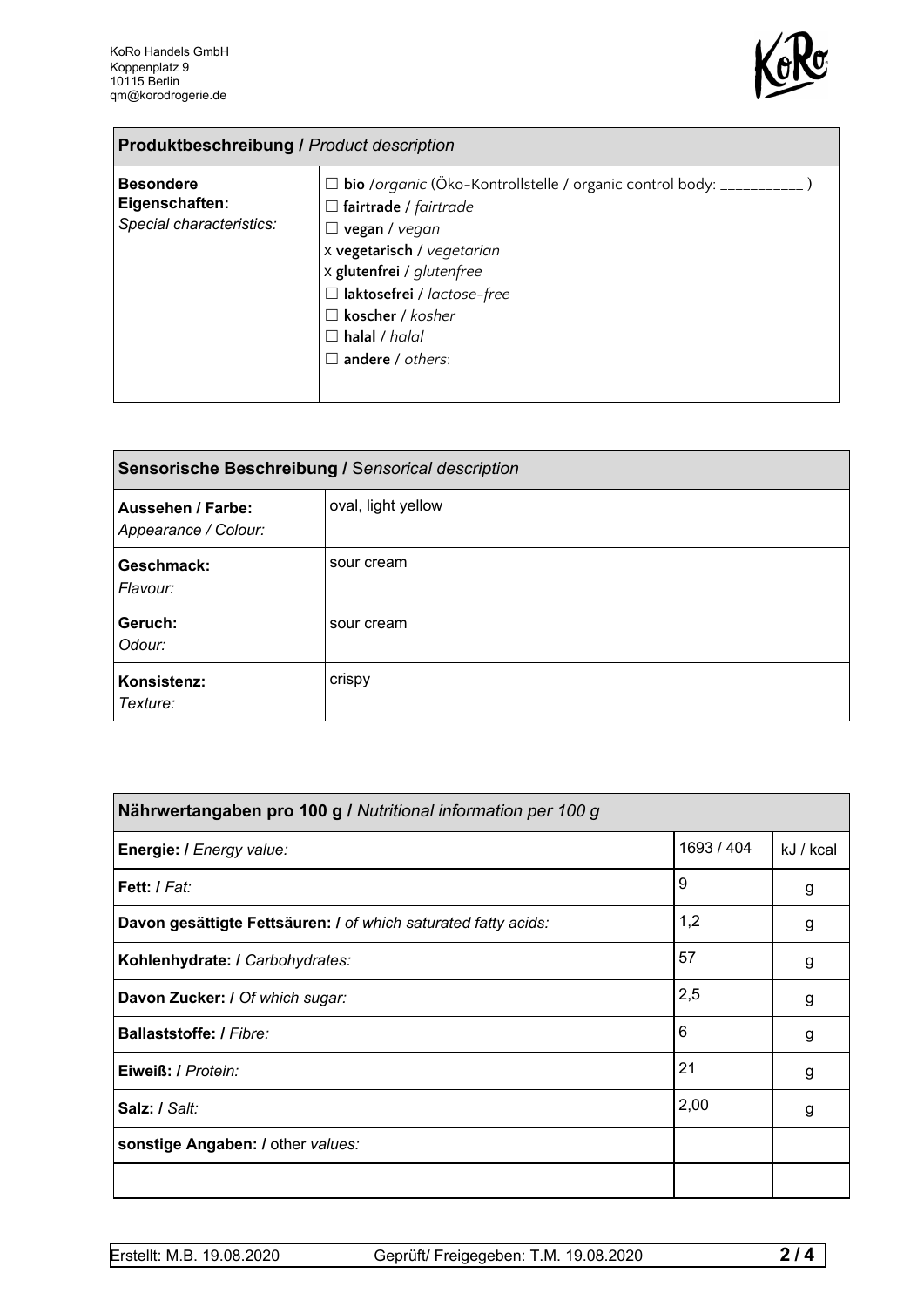KoRo Handels GmbH
Koppenplatz 9
10115 Berlin
qm@korodrogerie.de

| **Produktbeschreibung /** *Product description* | |
|---|---|
| **Besondere Eigenschaften:** *Special characteristics:* | ☐ **bio** /*organic* (Öko-Kontrollstelle / organic control body: ___________ )<br>☐ **fairtrade** / *fairtrade*<br>☐ **vegan** / *vegan*<br>x **vegetarisch** / *vegetarian*<br>x **glutenfrei** / *glutenfree*<br>☐ **laktosefrei** / *lactose-free*<br>☐ **koscher** / *kosher*<br>☐ **halal** / *halal*<br>☐ **andere** / *others*: |

| **Sensorische Beschreibung /** *Sensorical description* | |
|---|---|
| **Aussehen / Farbe:** *Appearance / Colour:* | oval, light yellow |
| **Geschmack:** *Flavour:* | sour cream |
| **Geruch:** *Odour:* | sour cream |
| **Konsistenz:** *Texture:* | crispy |

| **Nährwertangaben pro 100 g /** *Nutritional information per 100 g* | | |
|---|---|---|
| **Energie: /** *Energy value:* | 1693 / 404 | kJ / kcal |
| **Fett: /** *Fat:* | 9 | g |
| **Davon gesättigte Fettsäuren: /** *of which saturated fatty acids:* | 1,2 | g |
| **Kohlenhydrate: /** *Carbohydrates:* | 57 | g |
| **Davon Zucker: /** *Of which sugar:* | 2,5 | g |
| **Ballaststoffe: /** *Fibre:* | 6 | g |
| **Eiweiß: /** *Protein:* | 21 | g |
| **Salz: /** *Salt:* | 2,00 | g |
| **sonstige Angaben: /** other *values:* | | |
| | | |

Erstellt: M.B. 19.08.2020 | Geprüft/ Freigegeben: T.M. 19.08.2020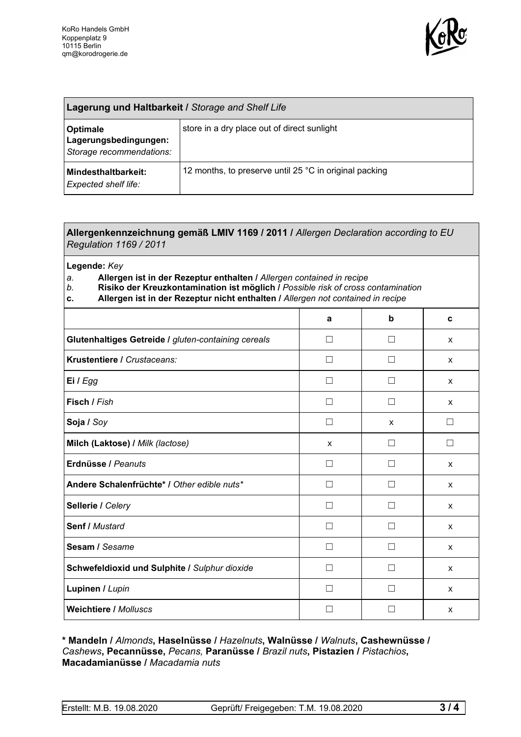KoRo Handels GmbH
Koppenplatz 9
10115 Berlin
qm@korodrogerie.de

| **Lagerung und Haltbarkeit /** *Storage and Shelf Life* | |
|---|---|
| **Optimale Lagerungsbedingungen:** *Storage recommendations:* | store in a dry place out of direct sunlight |
| **Mindesthaltbarkeit:** *Expected shelf life:* | 12 months, to preserve until 25 °C in original packing |

**Allergenkennzeichnung gemäß LMIV 1169 / 2011 /** *Allergen Declaration according to EU Regulation 1169 / 2011*

**Legende:** *Key*

*a.* **Allergen ist in der Rezeptur enthalten /** *Allergen contained in recipe*
*b.* **Risiko der Kreuzkontamination ist möglich /** *Possible risk of cross contamination*
**c.** **Allergen ist in der Rezeptur nicht enthalten /** *Allergen not contained in recipe*

| | a | b | c |
|---|---|---|---|
| **Glutenhaltiges Getreide /** *gluten-containing cereals* | ☐ | ☐ | x |
| **Krustentiere /** *Crustaceans:* | ☐ | ☐ | x |
| **Ei /** *Egg* | ☐ | ☐ | x |
| **Fisch /** *Fish* | ☐ | ☐ | x |
| **Soja /** *Soy* | ☐ | x | ☐ |
| **Milch (Laktose) /** *Milk (lactose)* | x | ☐ | ☐ |
| **Erdnüsse /** *Peanuts* | ☐ | ☐ | x |
| **Andere Schalenfrüchte\* /** *Other edible nuts\** | ☐ | ☐ | x |
| **Sellerie /** *Celery* | ☐ | ☐ | x |
| **Senf /** *Mustard* | ☐ | ☐ | x |
| **Sesam /** *Sesame* | ☐ | ☐ | x |
| **Schwefeldioxid und Sulphite /** *Sulphur dioxide* | ☐ | ☐ | x |
| **Lupinen /** *Lupin* | ☐ | ☐ | x |
| **Weichtiere /** *Molluscs* | ☐ | ☐ | x |

**\* Mandeln /** *Almonds***, Haselnüsse /** *Hazelnuts***, Walnüsse /** *Walnuts***, Cashewnüsse /** *Cashews***, Pecannüsse,** *Pecans,* **Paranüsse /** *Brazil nuts***, Pistazien /** *Pistachios***, Macadamianüsse /** *Macadamia nuts*

Erstellt: M.B. 19.08.2020 | Geprüft/ Freigegeben: T.M. 19.08.2020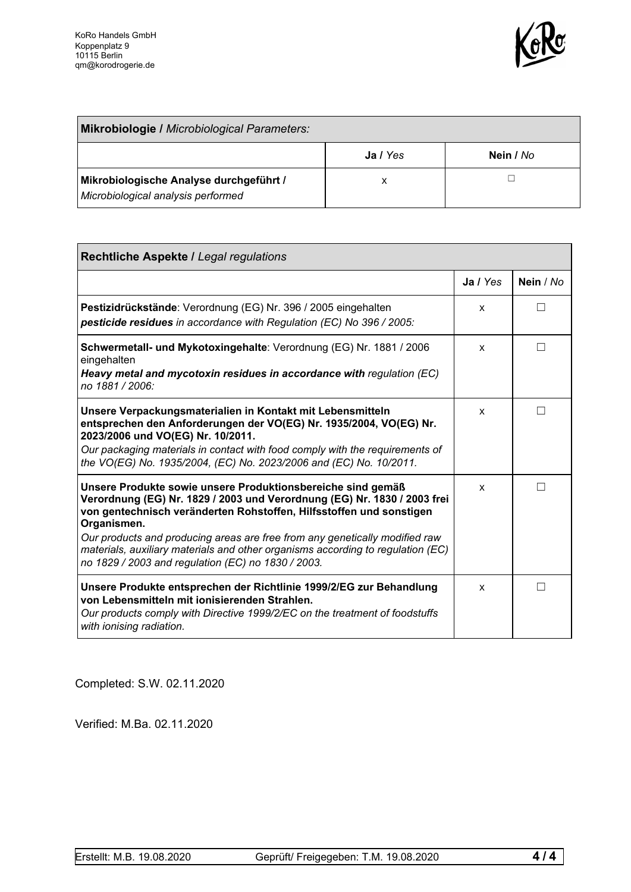KoRo Handels GmbH
Koppenplatz 9
10115 Berlin
qm@korodrogerie.de

| **Mikrobiologie /** *Microbiological Parameters:* | | |
|---|---|---|
| | **Ja /** *Yes* | **Nein /** *No* |
| **Mikrobiologische Analyse durchgeführt /** *Microbiological analysis performed* | x | ☐ |

| **Rechtliche Aspekte /** *Legal regulations* | | |
|---|---|---|
| | **Ja /** *Yes* | **Nein** / *No* |
| **Pestizidrückstände**: Verordnung (EG) Nr. 396 / 2005 eingehalten ***pesticide residues*** *in accordance with Regulation (EC) No 396 / 2005:* | x | ☐ |
| **Schwermetall- und Mykotoxingehalte**: Verordnung (EG) Nr. 1881 / 2006 eingehalten ***Heavy metal and mycotoxin residues in accordance with*** *regulation (EC) no 1881 / 2006:* | x | ☐ |
| **Unsere Verpackungsmaterialien in Kontakt mit Lebensmitteln entsprechen den Anforderungen der VO(EG) Nr. 1935/2004, VO(EG) Nr. 2023/2006 und VO(EG) Nr. 10/2011.** *Our packaging materials in contact with food comply with the requirements of the VO(EG) No. 1935/2004, (EC) No. 2023/2006 and (EC) No. 10/2011.* | x | ☐ |
| **Unsere Produkte sowie unsere Produktionsbereiche sind gemäß Verordnung (EG) Nr. 1829 / 2003 und Verordnung (EG) Nr. 1830 / 2003 frei von gentechnisch veränderten Rohstoffen, Hilfsstoffen und sonstigen Organismen.** *Our products and producing areas are free from any genetically modified raw materials, auxiliary materials and other organisms according to regulation (EC) no 1829 / 2003 and regulation (EC) no 1830 / 2003.* | x | ☐ |
| **Unsere Produkte entsprechen der Richtlinie 1999/2/EG zur Behandlung von Lebensmitteln mit ionisierenden Strahlen.** *Our products comply with Directive 1999/2/EC on the treatment of foodstuffs with ionising radiation.* | x | ☐ |

Completed: S.W. 02.11.2020

Verified: M.Ba. 02.11.2020

Erstellt: M.B. 19.08.2020 Geprüft/ Freigegeben: T.M. 19.08.2020